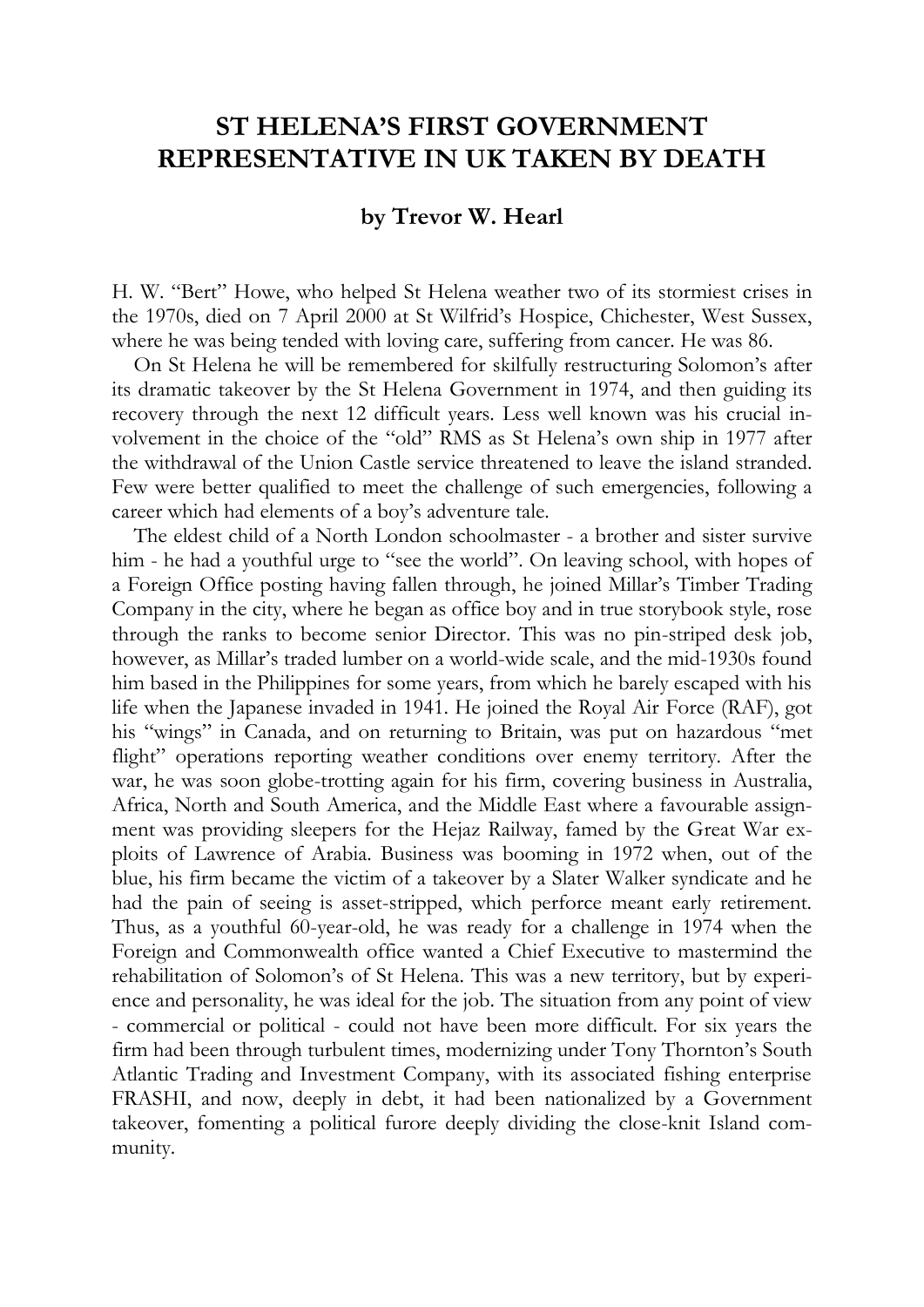# ST HELENA'S FIRST GOVERNMENT REPRESENTATIVE IN UK TAKEN BY DEATH

### by Trevor W. Hearl

H. W. "Bert" Howe, who helped St Helena weather two of its stormiest crises in the 1970s, died on 7 April 2000 at St Wilfrid's Hospice, Chichester, West Sussex, where he was being tended with loving care, suffering from cancer. He was 86.

On St Helena he will be remembered for skilfully restructuring Solomon's after its dramatic takeover by the St Helena Government in 1974, and then guiding its recovery through the next 12 difficult years. Less well known was his crucial involvement in the choice of the "old" RMS as St Helena's own ship in 1977 after the withdrawal of the Union Castle service threatened to leave the island stranded. Few were better qualified to meet the challenge of such emergencies, following a career which had elements of a boy's adventure tale.

The eldest child of a North London schoolmaster - a brother and sister survive him - he had a youthful urge to "see the world". On leaving school, with hopes of a Foreign Office posting having fallen through, he joined Millar's Timber Trading Company in the city, where he began as office boy and in true storybook style, rose through the ranks to become senior Director. This was no pin-striped desk job, however, as Millar's traded lumber on a world-wide scale, and the mid-1930s found him based in the Philippines for some years, from which he barely escaped with his life when the Japanese invaded in 1941. He joined the Royal Air Force (RAF), got his "wings" in Canada, and on returning to Britain, was put on hazardous "met flight" operations reporting weather conditions over enemy territory. After the war, he was soon globe-trotting again for his firm, covering business in Australia, Africa, North and South America, and the Middle East where a favourable assignment was providing sleepers for the Hejaz Railway, famed by the Great War exploits of Lawrence of Arabia. Business was booming in 1972 when, out of the blue, his firm became the victim of a takeover by a Slater Walker syndicate and he had the pain of seeing is asset-stripped, which perforce meant early retirement. Thus, as a youthful 60-year-old, he was ready for a challenge in 1974 when the Foreign and Commonwealth office wanted a Chief Executive to mastermind the rehabilitation of Solomon's of St Helena. This was a new territory, but by experience and personality, he was ideal for the job. The situation from any point of view - commercial or political - could not have been more difficult. For six years the firm had been through turbulent times, modernizing under Tony Thornton's South Atlantic Trading and Investment Company, with its associated fishing enterprise FRASHI, and now, deeply in debt, it had been nationalized by a Government takeover, fomenting a political furore deeply dividing the close-knit Island community.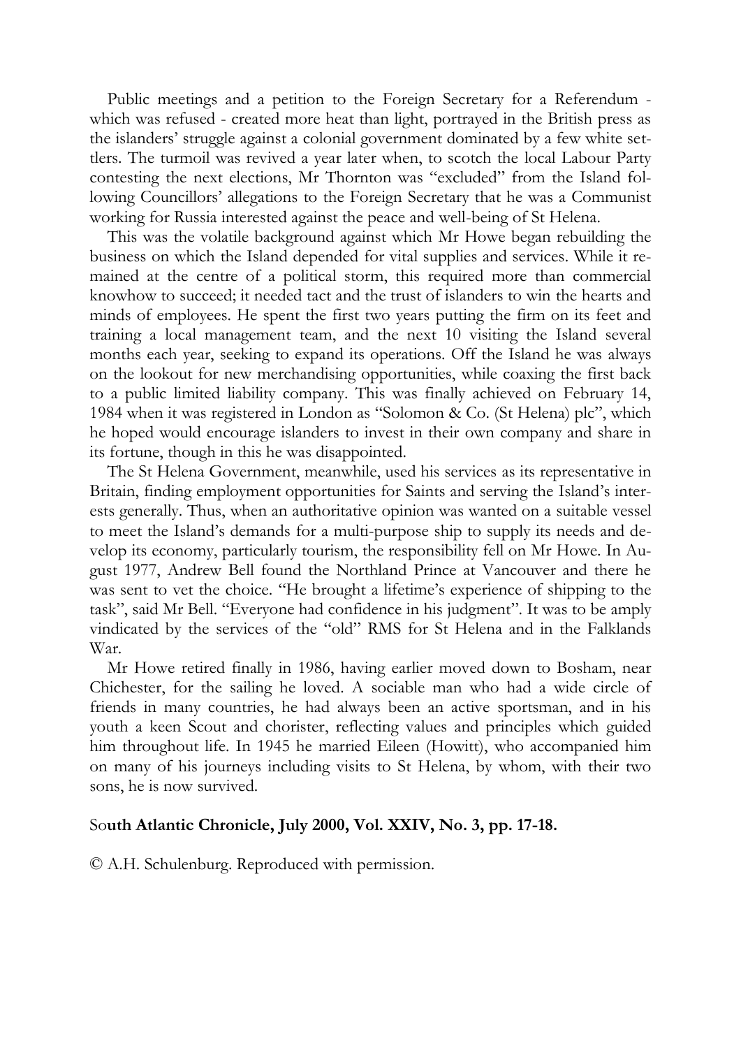Public meetings and a petition to the Foreign Secretary for a Referendum - which was refused - created more heat than light, portrayed in the British press as the islanders' struggle against a colonial government dominated by a few white settlers. The turmoil was revived a year later when, to scotch the local Labour Party contesting the next elections, Mr Thornton was "excluded" from the Island following Councillors' allegations to the Foreign Secretary that he was a Communist working for Russia interested against the peace and well-being of St Helena.

This was the volatile background against which Mr Howe began rebuilding the business on which the Island depended for vital supplies and services. While it remained at the centre of a political storm, this required more than commercial knowhow to succeed; it needed tact and the trust of islanders to win the hearts and minds of employees. He spent the first two years putting the firm on its feet and training a local management team, and the next 10 visiting the Island several months each year, seeking to expand its operations. Off the Island he was always on the lookout for new merchandising opportunities, while coaxing the first back to a public limited liability company. This was finally achieved on February 14, 1984 when it was registered in London as "Solomon & Co. (St Helena) plc", which he hoped would encourage islanders to invest in their own company and share in its fortune, though in this he was disappointed.

The St Helena Government, meanwhile, used his services as its representative in Britain, finding employment opportunities for Saints and serving the Island's interests generally. Thus, when an authoritative opinion was wanted on a suitable vessel to meet the Island's demands for a multi-purpose ship to supply its needs and develop its economy, particularly tourism, the responsibility fell on Mr Howe. In August 1977, Andrew Bell found the Northland Prince at Vancouver and there he was sent to vet the choice. "He brought a lifetime's experience of shipping to the task", said Mr Bell. "Everyone had confidence in his judgment". It was to be amply vindicated by the services of the "old" RMS for St Helena and in the Falklands War.

Mr Howe retired finally in 1986, having earlier moved down to Bosham, near Chichester, for the sailing he loved. A sociable man who had a wide circle of friends in many countries, he had always been an active sportsman, and in his youth a keen Scout and chorister, reflecting values and principles which guided him throughout life. In 1945 he married Eileen (Howitt), who accompanied him on many of his journeys including visits to St Helena, by whom, with their two sons, he is now survived.

So**uth Atlantic Chronicle, July 2000, Vol. XXIV, No. 3, pp. 17-18.**

© A.H. Schulenburg. Reproduced with permission.